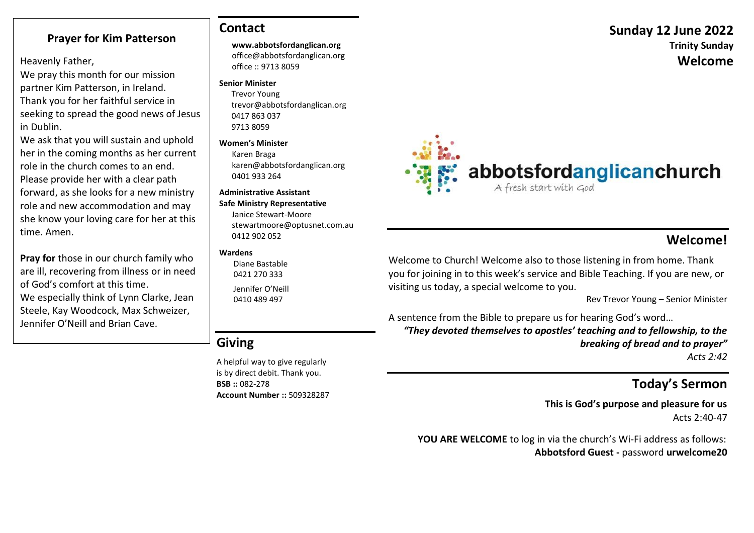## Prayer for Kim Patterson

Heavenly Father,
We pray this month for our mission partner Kim Patterson, in Ireland. Thank you for her faithful service in seeking to spread the good news of Jesus in Dublin.
We ask that you will sustain and uphold her in the coming months as her current role in the church comes to an end. Please provide her with a clear path forward, as she looks for a new ministry role and new accommodation and may she know your loving care for her at this time. Amen.

**Pray for** those in our church family who are ill, recovering from illness or in need of God's comfort at this time.
We especially think of Lynn Clarke, Jean Steele, Kay Woodcock, Max Schweizer, Jennifer O'Neill and Brian Cave.

## Contact

**www.abbotsfordanglican.org**
office@abbotsfordanglican.org
office :: 9713 8059

**Senior Minister**
Trevor Young
trevor@abbotsfordanglican.org
0417 863 037
9713 8059

**Women's Minister**
Karen Braga
karen@abbotsfordanglican.org
0401 933 264

**Administrative Assistant**
**Safe Ministry Representative**
Janice Stewart-Moore
stewartmoore@optusnet.com.au
0412 902 052

**Wardens**
Diane Bastable
0421 270 333

Jennifer O'Neill
0410 489 497

## Giving

A helpful way to give regularly is by direct debit. Thank you.
**BSB ::** 082-278
**Account Number ::** 509328287

# Sunday 12 June 2022

**Trinity Sunday**

**Welcome**

abbotsfordanglicanchurch
A fresh start with God

## Welcome!

Welcome to Church! Welcome also to those listening in from home. Thank you for joining in to this week's service and Bible Teaching. If you are new, or visiting us today, a special welcome to you.

Rev Trevor Young – Senior Minister

A sentence from the Bible to prepare us for hearing God's word…

***"They devoted themselves to apostles' teaching and to fellowship, to the breaking of bread and to prayer"***
*Acts 2:42*

## Today's Sermon

**This is God's purpose and pleasure for us**
Acts 2:40-47

**YOU ARE WELCOME** to log in via the church's Wi-Fi address as follows:
**Abbotsford Guest -** password **urwelcome20**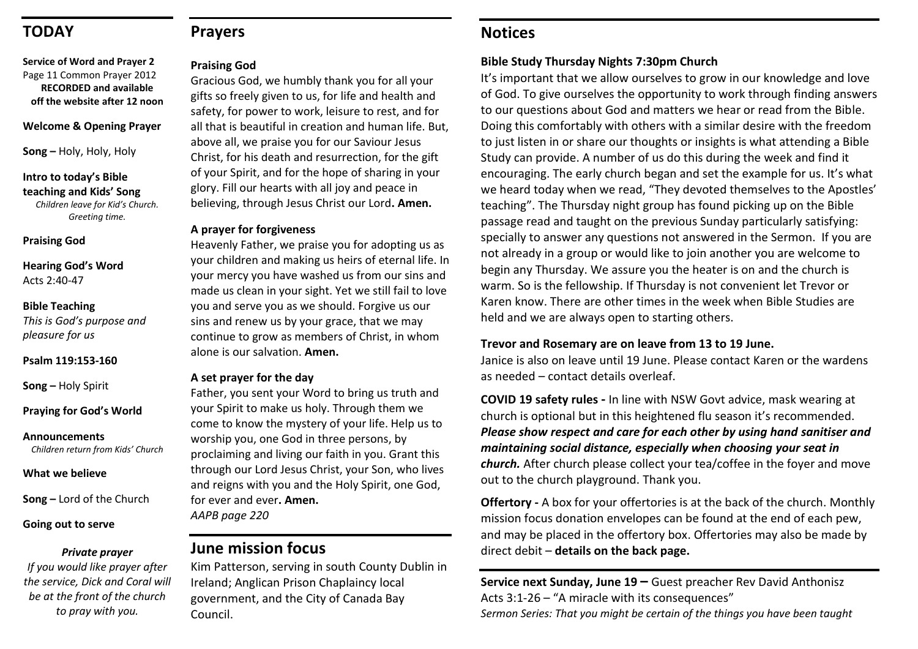## TODAY

**Service of Word and Prayer 2**
Page 11 Common Prayer 2012
**RECORDED and available off the website after 12 noon**

**Welcome & Opening Prayer**

**Song –** Holy, Holy, Holy

**Intro to today's Bible teaching and Kids' Song**
*Children leave for Kid's Church. Greeting time.*

**Praising God**

**Hearing God's Word**
Acts 2:40-47

**Bible Teaching**
*This is God's purpose and pleasure for us*

**Psalm 119:153-160**

**Song –** Holy Spirit

**Praying for God's World**

**Announcements**
*Children return from Kids' Church*

**What we believe**

**Song –** Lord of the Church

**Going out to serve**

***Private prayer***
*If you would like prayer after the service, Dick and Coral will be at the front of the church to pray with you.*

## Prayers

**Praising God**
Gracious God, we humbly thank you for all your gifts so freely given to us, for life and health and safety, for power to work, leisure to rest, and for all that is beautiful in creation and human life. But, above all, we praise you for our Saviour Jesus Christ, for his death and resurrection, for the gift of your Spirit, and for the hope of sharing in your glory. Fill our hearts with all joy and peace in believing, through Jesus Christ our Lord**. Amen.**

**A prayer for forgiveness**
Heavenly Father, we praise you for adopting us as your children and making us heirs of eternal life. In your mercy you have washed us from our sins and made us clean in your sight. Yet we still fail to love you and serve you as we should. Forgive us our sins and renew us by your grace, that we may continue to grow as members of Christ, in whom alone is our salvation. **Amen.**

**A set prayer for the day**
Father, you sent your Word to bring us truth and your Spirit to make us holy. Through them we come to know the mystery of your life. Help us to worship you, one God in three persons, by proclaiming and living our faith in you. Grant this through our Lord Jesus Christ, your Son, who lives and reigns with you and the Holy Spirit, one God, for ever and ever**. Amen.**
*AAPB page 220*

## June mission focus

Kim Patterson, serving in south County Dublin in Ireland; Anglican Prison Chaplaincy local government, and the City of Canada Bay Council.

## Notices

**Bible Study Thursday Nights 7:30pm Church**
It's important that we allow ourselves to grow in our knowledge and love of God. To give ourselves the opportunity to work through finding answers to our questions about God and matters we hear or read from the Bible. Doing this comfortably with others with a similar desire with the freedom to just listen in or share our thoughts or insights is what attending a Bible Study can provide. A number of us do this during the week and find it encouraging. The early church began and set the example for us. It's what we heard today when we read, "They devoted themselves to the Apostles' teaching". The Thursday night group has found picking up on the Bible passage read and taught on the previous Sunday particularly satisfying: specially to answer any questions not answered in the Sermon. If you are not already in a group or would like to join another you are welcome to begin any Thursday. We assure you the heater is on and the church is warm. So is the fellowship. If Thursday is not convenient let Trevor or Karen know. There are other times in the week when Bible Studies are held and we are always open to starting others.

**Trevor and Rosemary are on leave from 13 to 19 June.**
Janice is also on leave until 19 June. Please contact Karen or the wardens as needed – contact details overleaf.

**COVID 19 safety rules -** In line with NSW Govt advice, mask wearing at church is optional but in this heightened flu season it's recommended. ***Please show respect and care for each other by using hand sanitiser and maintaining social distance, especially when choosing your seat in church.*** After church please collect your tea/coffee in the foyer and move out to the church playground. Thank you.

**Offertory -** A box for your offertories is at the back of the church. Monthly mission focus donation envelopes can be found at the end of each pew, and may be placed in the offertory box. Offertories may also be made by direct debit – **details on the back page.**

**Service next Sunday, June 19 –** Guest preacher Rev David Anthonisz
Acts 3:1-26 – "A miracle with its consequences"
*Sermon Series: That you might be certain of the things you have been taught*